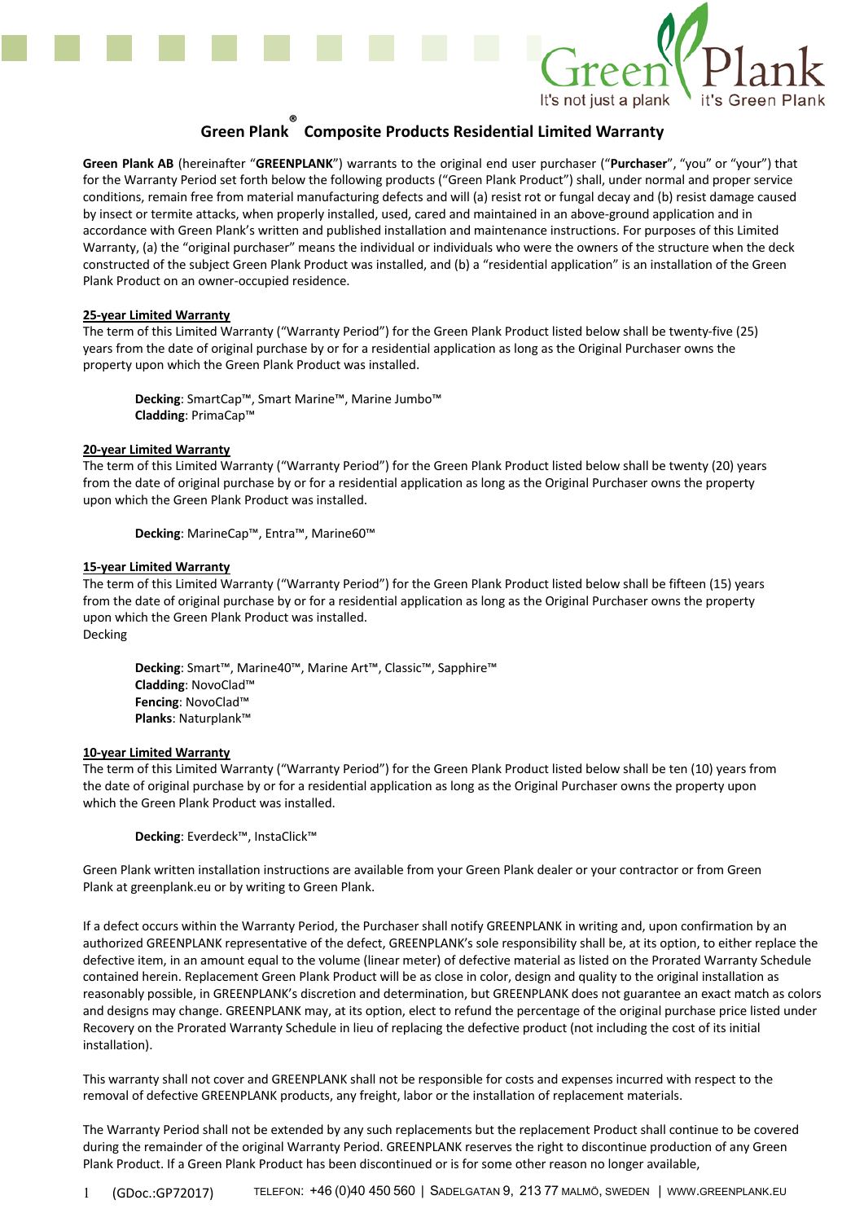# Green Plank® Composite Products Residential Limited Warranty

**Green Plank AB** (hereinafter "**GREENPLANK**") warrants to the original end user purchaser ("**Purchaser**", "you" or "your") that for the Warranty Period set forth below the following products ("Green Plank Product") shall, under normal and proper service conditions, remain free from material manufacturing defects and will (a) resist rot or fungal decay and (b) resist damage caused by insect or termite attacks, when properly installed, used, cared and maintained in an above-ground application and in accordance with Green Plank's written and published installation and maintenance instructions. For purposes of this Limited Warranty, (a) the "original purchaser" means the individual or individuals who were the owners of the structure when the deck constructed of the subject Green Plank Product was installed, and (b) a "residential application" is an installation of the Green Plank Product on an owner-occupied residence.

## 25-year Limited Warranty

The term of this Limited Warranty ("Warranty Period") for the Green Plank Product listed below shall be twenty-five (25) years from the date of original purchase by or for a residential application as long as the Original Purchaser owns the property upon which the Green Plank Product was installed.

**Decking**: SmartCap™, Smart Marine™, Marine Jumbo™
**Cladding**: PrimaCap™

## 20-year Limited Warranty

The term of this Limited Warranty ("Warranty Period") for the Green Plank Product listed below shall be twenty (20) years from the date of original purchase by or for a residential application as long as the Original Purchaser owns the property upon which the Green Plank Product was installed.

**Decking**: MarineCap™, Entra™, Marine60™

## 15-year Limited Warranty

The term of this Limited Warranty ("Warranty Period") for the Green Plank Product listed below shall be fifteen (15) years from the date of original purchase by or for a residential application as long as the Original Purchaser owns the property upon which the Green Plank Product was installed.
Decking

**Decking**: Smart™, Marine40™, Marine Art™, Classic™, Sapphire™
**Cladding**: NovoClad™
**Fencing**: NovoClad™
**Planks**: Naturplank™

## 10-year Limited Warranty

The term of this Limited Warranty ("Warranty Period") for the Green Plank Product listed below shall be ten (10) years from the date of original purchase by or for a residential application as long as the Original Purchaser owns the property upon which the Green Plank Product was installed.

**Decking**: Everdeck™, InstaClick™

Green Plank written installation instructions are available from your Green Plank dealer or your contractor or from Green Plank at greenplank.eu or by writing to Green Plank.

If a defect occurs within the Warranty Period, the Purchaser shall notify GREENPLANK in writing and, upon confirmation by an authorized GREENPLANK representative of the defect, GREENPLANK's sole responsibility shall be, at its option, to either replace the defective item, in an amount equal to the volume (linear meter) of defective material as listed on the Prorated Warranty Schedule contained herein. Replacement Green Plank Product will be as close in color, design and quality to the original installation as reasonably possible, in GREENPLANK's discretion and determination, but GREENPLANK does not guarantee an exact match as colors and designs may change. GREENPLANK may, at its option, elect to refund the percentage of the original purchase price listed under Recovery on the Prorated Warranty Schedule in lieu of replacing the defective product (not including the cost of its initial installation).

This warranty shall not cover and GREENPLANK shall not be responsible for costs and expenses incurred with respect to the removal of defective GREENPLANK products, any freight, labor or the installation of replacement materials.

The Warranty Period shall not be extended by any such replacements but the replacement Product shall continue to be covered during the remainder of the original Warranty Period. GREENPLANK reserves the right to discontinue production of any Green Plank Product. If a Green Plank Product has been discontinued or is for some other reason no longer available,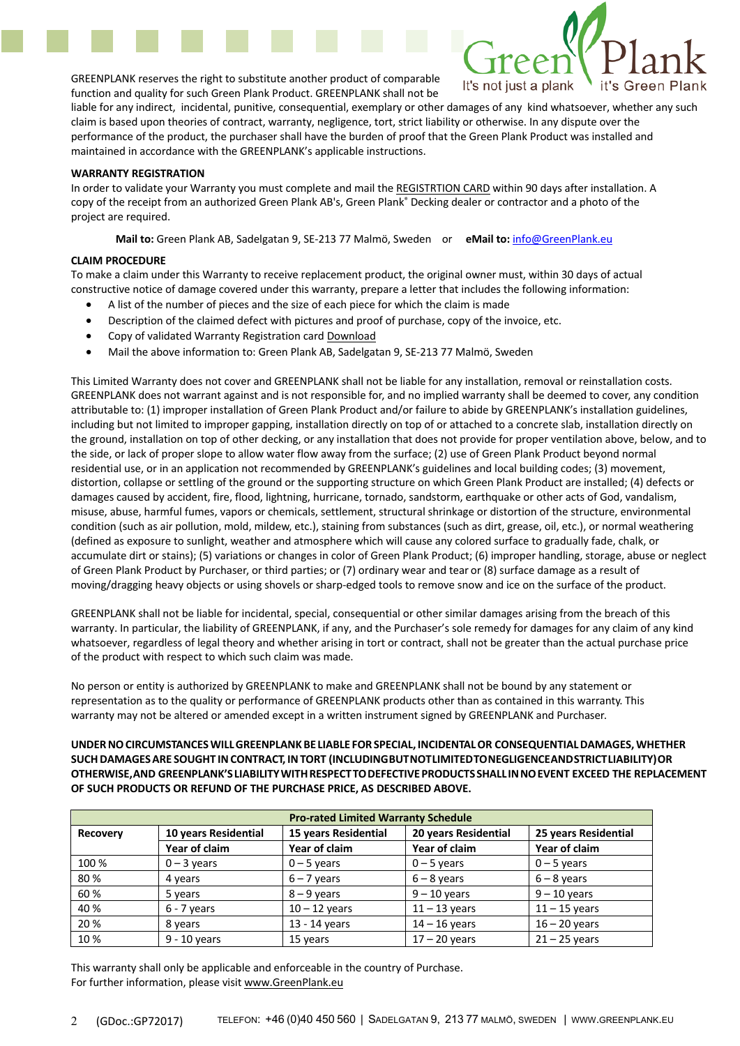GREENPLANK reserves the right to substitute another product of comparable function and quality for such Green Plank Product. GREENPLANK shall not be liable for any indirect, incidental, punitive, consequential, exemplary or other damages of any kind whatsoever, whether any such claim is based upon theories of contract, warranty, negligence, tort, strict liability or otherwise. In any dispute over the performance of the product, the purchaser shall have the burden of proof that the Green Plank Product was installed and maintained in accordance with the GREENPLANK's applicable instructions.

**WARRANTY REGISTRATION**

In order to validate your Warranty you must complete and mail the REGISTRTION CARD within 90 days after installation. A copy of the receipt from an authorized Green Plank AB's, Green Plank® Decking dealer or contractor and a photo of the project are required.

**Mail to:** Green Plank AB, Sadelgatan 9, SE-213 77 Malmö, Sweden or **eMail to:** info@GreenPlank.eu

**CLAIM PROCEDURE**

To make a claim under this Warranty to receive replacement product, the original owner must, within 30 days of actual constructive notice of damage covered under this warranty, prepare a letter that includes the following information:

- A list of the number of pieces and the size of each piece for which the claim is made
- Description of the claimed defect with pictures and proof of purchase, copy of the invoice, etc.
- Copy of validated Warranty Registration card Download
- Mail the above information to: Green Plank AB, Sadelgatan 9, SE-213 77 Malmö, Sweden

This Limited Warranty does not cover and GREENPLANK shall not be liable for any installation, removal or reinstallation costs. GREENPLANK does not warrant against and is not responsible for, and no implied warranty shall be deemed to cover, any condition attributable to: (1) improper installation of Green Plank Product and/or failure to abide by GREENPLANK's installation guidelines, including but not limited to improper gapping, installation directly on top of or attached to a concrete slab, installation directly on the ground, installation on top of other decking, or any installation that does not provide for proper ventilation above, below, and to the side, or lack of proper slope to allow water flow away from the surface; (2) use of Green Plank Product beyond normal residential use, or in an application not recommended by GREENPLANK's guidelines and local building codes; (3) movement, distortion, collapse or settling of the ground or the supporting structure on which Green Plank Product are installed; (4) defects or damages caused by accident, fire, flood, lightning, hurricane, tornado, sandstorm, earthquake or other acts of God, vandalism, misuse, abuse, harmful fumes, vapors or chemicals, settlement, structural shrinkage or distortion of the structure, environmental condition (such as air pollution, mold, mildew, etc.), staining from substances (such as dirt, grease, oil, etc.), or normal weathering (defined as exposure to sunlight, weather and atmosphere which will cause any colored surface to gradually fade, chalk, or accumulate dirt or stains); (5) variations or changes in color of Green Plank Product; (6) improper handling, storage, abuse or neglect of Green Plank Product by Purchaser, or third parties; or (7) ordinary wear and tear or (8) surface damage as a result of moving/dragging heavy objects or using shovels or sharp-edged tools to remove snow and ice on the surface of the product.

GREENPLANK shall not be liable for incidental, special, consequential or other similar damages arising from the breach of this warranty. In particular, the liability of GREENPLANK, if any, and the Purchaser's sole remedy for damages for any claim of any kind whatsoever, regardless of legal theory and whether arising in tort or contract, shall not be greater than the actual purchase price of the product with respect to which such claim was made.

No person or entity is authorized by GREENPLANK to make and GREENPLANK shall not be bound by any statement or representation as to the quality or performance of GREENPLANK products other than as contained in this warranty. This warranty may not be altered or amended except in a written instrument signed by GREENPLANK and Purchaser.

**UNDER NO CIRCUMSTANCES WILL GREENPLANK BE LIABLE FOR SPECIAL, INCIDENTAL OR CONSEQUENTIAL DAMAGES, WHETHER SUCH DAMAGES ARE SOUGHT IN CONTRACT, IN TORT (INCLUDING BUT NOT LIMITED TO NEGLIGENCE AND STRICT LIABILITY) OR OTHERWISE, AND GREENPLANK'S LIABILITY WITH RESPECT TO DEFECTIVE PRODUCTS SHALL IN NO EVENT EXCEED THE REPLACEMENT OF SUCH PRODUCTS OR REFUND OF THE PURCHASE PRICE, AS DESCRIBED ABOVE.**

| Pro-rated Limited Warranty Schedule | | | | |
|---|---|---|---|---|
| **Recovery** | **10 years Residential** | **15 years Residential** | **20 years Residential** | **25 years Residential** |
| | **Year of claim** | **Year of claim** | **Year of claim** | **Year of claim** |
| 100 % | 0 – 3 years | 0 – 5 years | 0 – 5 years | 0 – 5 years |
| 80 % | 4 years | 6 – 7 years | 6 – 8 years | 6 – 8 years |
| 60 % | 5 years | 8 – 9 years | 9 – 10 years | 9 – 10 years |
| 40 % | 6 - 7 years | 10 – 12 years | 11 – 13 years | 11 – 15 years |
| 20 % | 8 years | 13 - 14 years | 14 – 16 years | 16 – 20 years |
| 10 % | 9 - 10 years | 15 years | 17 – 20 years | 21 – 25 years |

This warranty shall only be applicable and enforceable in the country of Purchase.
For further information, please visit www.GreenPlank.eu